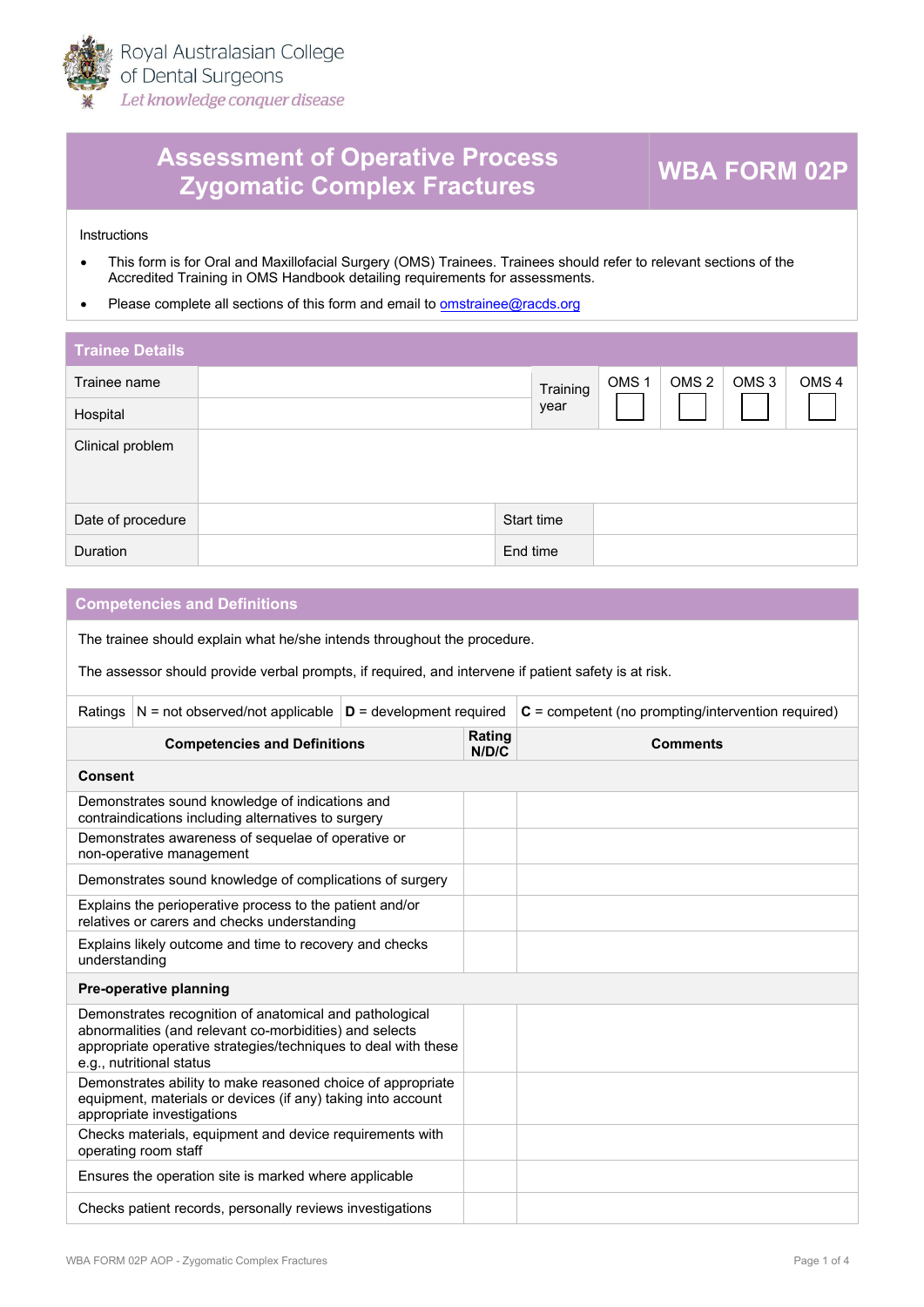Royal Australasian College of Dental Surgeons

*Let knowledge conquer disease*

# Assessment of Operative Process Zygomatic Complex Fractures

# WBA FORM 02P

Instructions

- This form is for Oral and Maxillofacial Surgery (OMS) Trainees. Trainees should refer to relevant sections of the Accredited Training in OMS Handbook detailing requirements for assessments.
- Please complete all sections of this form and email to omstrainee@racds.org

## Trainee Details

| Trainee name | | Training year | OMS 1 ☐ | OMS 2 ☐ | OMS 3 ☐ | OMS 4 ☐ |
|---|---|---|---|---|---|---|
| Hospital | | | | | | |
| Clinical problem | | | | | | |

| Date of procedure | | Start time | |
|---|---|---|---|
| Duration | | End time | |

## Competencies and Definitions

The trainee should explain what he/she intends throughout the procedure.

The assessor should provide verbal prompts, if required, and intervene if patient safety is at risk.

| Ratings | N = not observed/not applicable | **D** = development required | **C** = competent (no prompting/intervention required) |
|---|---|---|---|

| Competencies and Definitions | Rating N/D/C | Comments |
|---|---|---|
| **Consent** | | |
| Demonstrates sound knowledge of indications and contraindications including alternatives to surgery | | |
| Demonstrates awareness of sequelae of operative or non-operative management | | |
| Demonstrates sound knowledge of complications of surgery | | |
| Explains the perioperative process to the patient and/or relatives or carers and checks understanding | | |
| Explains likely outcome and time to recovery and checks understanding | | |
| **Pre-operative planning** | | |
| Demonstrates recognition of anatomical and pathological abnormalities (and relevant co-morbidities) and selects appropriate operative strategies/techniques to deal with these e.g., nutritional status | | |
| Demonstrates ability to make reasoned choice of appropriate equipment, materials or devices (if any) taking into account appropriate investigations | | |
| Checks materials, equipment and device requirements with operating room staff | | |
| Ensures the operation site is marked where applicable | | |
| Checks patient records, personally reviews investigations | | |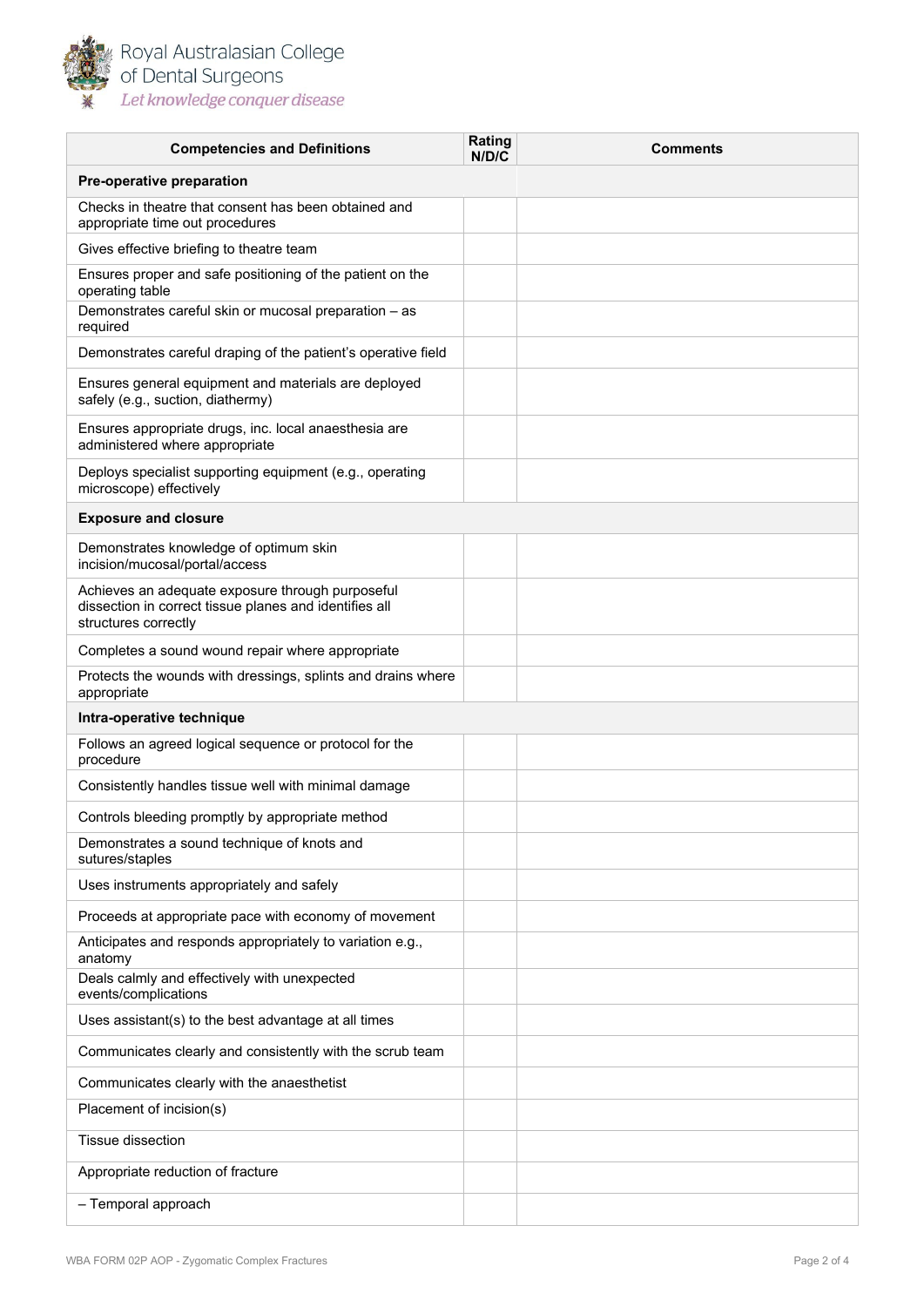| Competencies and Definitions | Rating N/D/C | Comments |
|---|---|---|
| **Pre-operative preparation** | | |
| Checks in theatre that consent has been obtained and appropriate time out procedures | | |
| Gives effective briefing to theatre team | | |
| Ensures proper and safe positioning of the patient on the operating table | | |
| Demonstrates careful skin or mucosal preparation – as required | | |
| Demonstrates careful draping of the patient's operative field | | |
| Ensures general equipment and materials are deployed safely (e.g., suction, diathermy) | | |
| Ensures appropriate drugs, inc. local anaesthesia are administered where appropriate | | |
| Deploys specialist supporting equipment (e.g., operating microscope) effectively | | |
| **Exposure and closure** | | |
| Demonstrates knowledge of optimum skin incision/mucosal/portal/access | | |
| Achieves an adequate exposure through purposeful dissection in correct tissue planes and identifies all structures correctly | | |
| Completes a sound wound repair where appropriate | | |
| Protects the wounds with dressings, splints and drains where appropriate | | |
| **Intra-operative technique** | | |
| Follows an agreed logical sequence or protocol for the procedure | | |
| Consistently handles tissue well with minimal damage | | |
| Controls bleeding promptly by appropriate method | | |
| Demonstrates a sound technique of knots and sutures/staples | | |
| Uses instruments appropriately and safely | | |
| Proceeds at appropriate pace with economy of movement | | |
| Anticipates and responds appropriately to variation e.g., anatomy | | |
| Deals calmly and effectively with unexpected events/complications | | |
| Uses assistant(s) to the best advantage at all times | | |
| Communicates clearly and consistently with the scrub team | | |
| Communicates clearly with the anaesthetist | | |
| Placement of incision(s) | | |
| Tissue dissection | | |
| Appropriate reduction of fracture | | |
| – Temporal approach | | |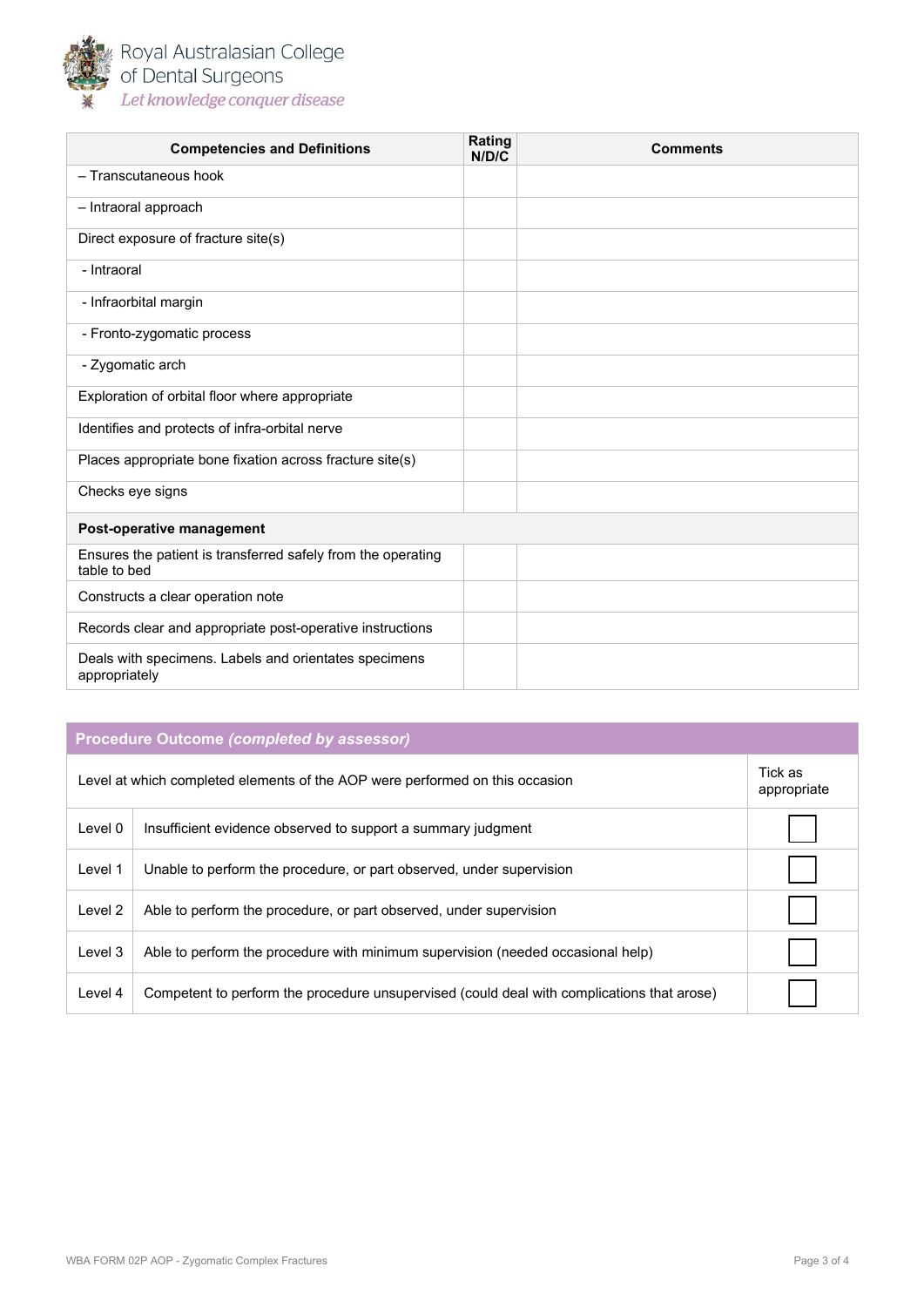| Competencies and Definitions | Rating N/D/C | Comments |
|---|---|---|
| – Transcutaneous hook | | |
| – Intraoral approach | | |
| Direct exposure of fracture site(s) | | |
| - Intraoral | | |
| - Infraorbital margin | | |
| - Fronto-zygomatic process | | |
| - Zygomatic arch | | |
| Exploration of orbital floor where appropriate | | |
| Identifies and protects of infra-orbital nerve | | |
| Places appropriate bone fixation across fracture site(s) | | |
| Checks eye signs | | |
| **Post-operative management** | | |
| Ensures the patient is transferred safely from the operating table to bed | | |
| Constructs a clear operation note | | |
| Records clear and appropriate post-operative instructions | | |
| Deals with specimens. Labels and orientates specimens appropriately | | |

| **Procedure Outcome *(completed by assessor)*** | | |
|---|---|---|
| Level at which completed elements of the AOP were performed on this occasion | | Tick as appropriate |
| Level 0 | Insufficient evidence observed to support a summary judgment | ☐ |
| Level 1 | Unable to perform the procedure, or part observed, under supervision | ☐ |
| Level 2 | Able to perform the procedure, or part observed, under supervision | ☐ |
| Level 3 | Able to perform the procedure with minimum supervision (needed occasional help) | ☐ |
| Level 4 | Competent to perform the procedure unsupervised (could deal with complications that arose) | ☐ |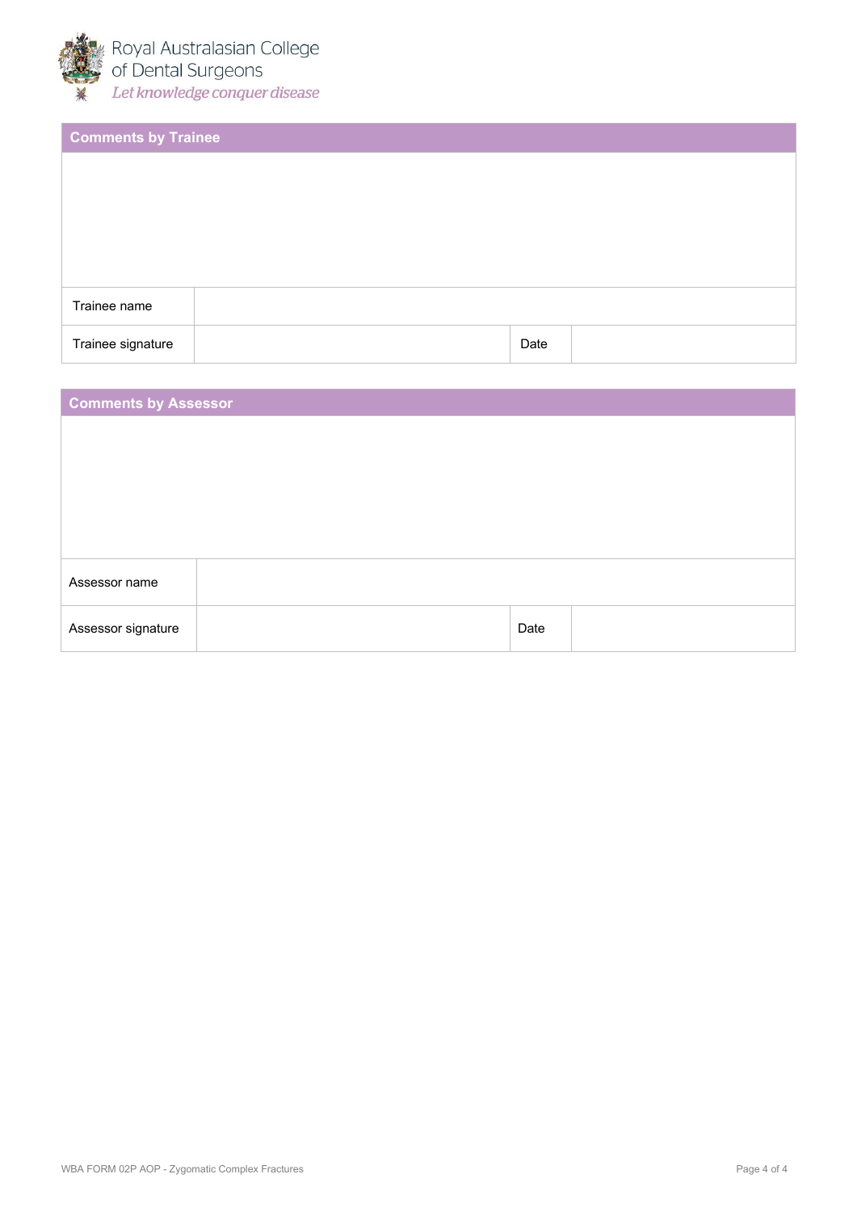Royal Australasian College of Dental Surgeons

*Let knowledge conquer disease*

| Comments by Trainee | | | |
|---|---|---|---|
| | | | |
| Trainee name | | | |
| Trainee signature | | Date | |

| Comments by Assessor | | | |
|---|---|---|---|
| | | | |
| Assessor name | | | |
| Assessor signature | | Date | |